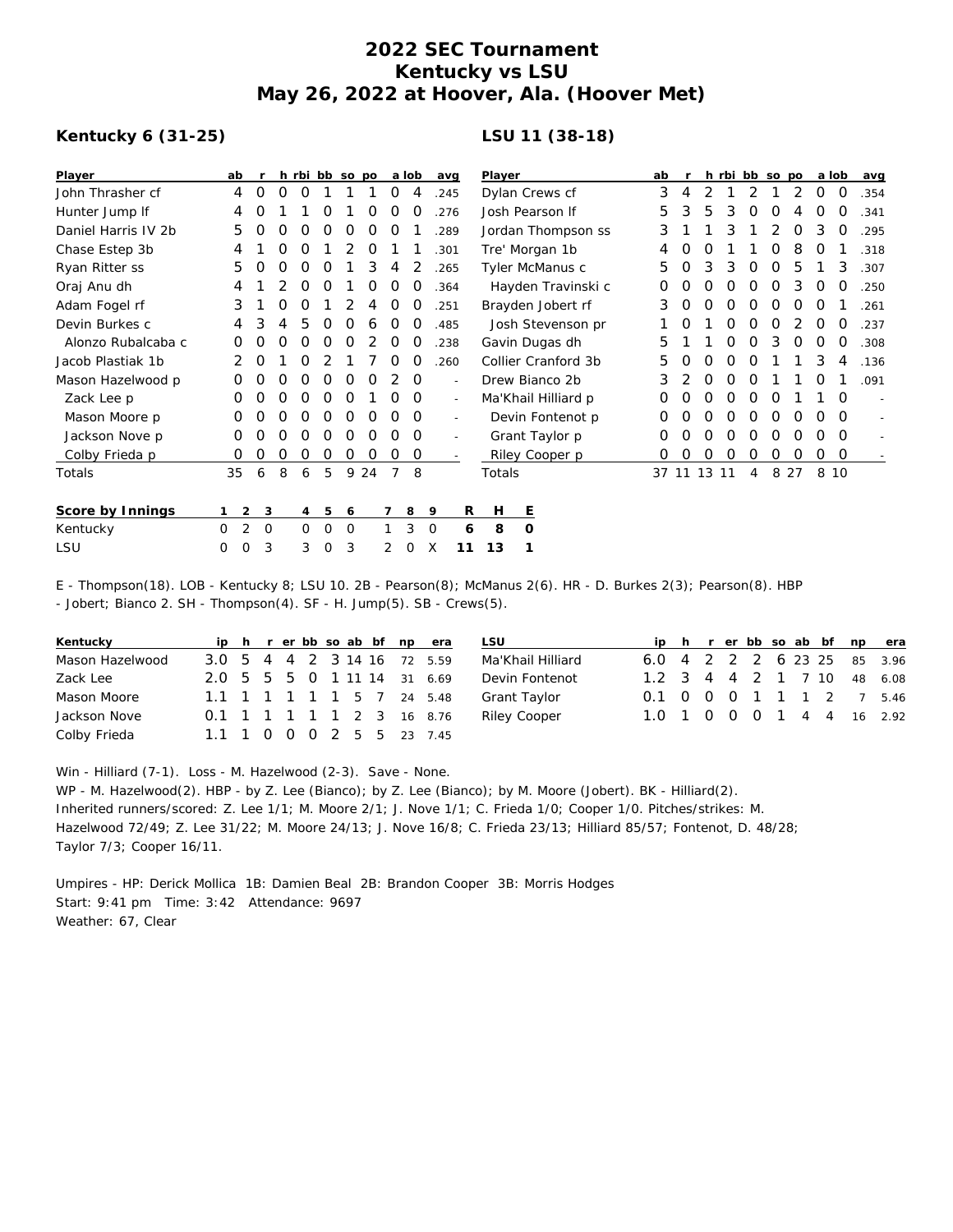# 2022 SEC Tournament
# Kentucky vs LSU
# May 26, 2022 at Hoover, Ala. (Hoover Met)

### Kentucky 6 (31-25)

| Player | ab | r | h | rbi | bb | so | po | a | lob | avg |
|---|---|---|---|---|---|---|---|---|---|---|
| John Thrasher cf | 4 | 0 | 0 | 0 | 1 | 1 | 1 | 0 | 4 | .245 |
| Hunter Jump lf | 4 | 0 | 1 | 1 | 0 | 1 | 0 | 0 | 0 | .276 |
| Daniel Harris IV 2b | 5 | 0 | 0 | 0 | 0 | 0 | 0 | 0 | 1 | .289 |
| Chase Estep 3b | 4 | 1 | 0 | 0 | 1 | 2 | 0 | 1 | 1 | .301 |
| Ryan Ritter ss | 5 | 0 | 0 | 0 | 0 | 1 | 3 | 4 | 2 | .265 |
| Oraj Anu dh | 4 | 1 | 2 | 0 | 0 | 1 | 0 | 0 | 0 | .364 |
| Adam Fogel rf | 3 | 1 | 0 | 0 | 1 | 2 | 4 | 0 | 0 | .251 |
| Devin Burkes c | 4 | 3 | 4 | 5 | 0 | 0 | 6 | 0 | 0 | .485 |
| Alonzo Rubalcaba c | 0 | 0 | 0 | 0 | 0 | 0 | 2 | 0 | 0 | .238 |
| Jacob Plastiak 1b | 2 | 0 | 1 | 0 | 2 | 1 | 7 | 0 | 0 | .260 |
| Mason Hazelwood p | 0 | 0 | 0 | 0 | 0 | 0 | 0 | 2 | 0 | - |
| Zack Lee p | 0 | 0 | 0 | 0 | 0 | 0 | 1 | 0 | 0 | - |
| Mason Moore p | 0 | 0 | 0 | 0 | 0 | 0 | 0 | 0 | 0 | - |
| Jackson Nove p | 0 | 0 | 0 | 0 | 0 | 0 | 0 | 0 | 0 | - |
| Colby Frieda p | 0 | 0 | 0 | 0 | 0 | 0 | 0 | 0 | 0 | - |
| Totals | 35 | 6 | 8 | 6 | 5 | 9 | 24 | 7 | 8 | |

### LSU 11 (38-18)

| Player | ab | r | h | rbi | bb | so | po | a | lob | avg |
|---|---|---|---|---|---|---|---|---|---|---|
| Dylan Crews cf | 3 | 4 | 2 | 1 | 2 | 1 | 2 | 0 | 0 | .354 |
| Josh Pearson lf | 5 | 3 | 5 | 3 | 0 | 0 | 4 | 0 | 0 | .341 |
| Jordan Thompson ss | 3 | 1 | 1 | 3 | 1 | 2 | 0 | 3 | 0 | .295 |
| Tre' Morgan 1b | 4 | 0 | 0 | 1 | 1 | 0 | 8 | 0 | 1 | .318 |
| Tyler McManus c | 5 | 0 | 3 | 3 | 0 | 0 | 5 | 1 | 3 | .307 |
| Hayden Travinski c | 0 | 0 | 0 | 0 | 0 | 0 | 3 | 0 | 0 | .250 |
| Brayden Jobert rf | 3 | 0 | 0 | 0 | 0 | 0 | 0 | 0 | 1 | .261 |
| Josh Stevenson pr | 1 | 0 | 1 | 0 | 0 | 0 | 2 | 0 | 0 | .237 |
| Gavin Dugas dh | 5 | 1 | 1 | 0 | 0 | 3 | 0 | 0 | 0 | .308 |
| Collier Cranford 3b | 5 | 0 | 0 | 0 | 0 | 1 | 1 | 3 | 4 | .136 |
| Drew Bianco 2b | 3 | 2 | 0 | 0 | 0 | 1 | 1 | 0 | 1 | .091 |
| Ma'Khail Hilliard p | 0 | 0 | 0 | 0 | 0 | 0 | 1 | 1 | 0 | - |
| Devin Fontenot p | 0 | 0 | 0 | 0 | 0 | 0 | 0 | 0 | 0 | - |
| Grant Taylor p | 0 | 0 | 0 | 0 | 0 | 0 | 0 | 0 | 0 | - |
| Riley Cooper p | 0 | 0 | 0 | 0 | 0 | 0 | 0 | 0 | 0 | - |
| Totals | 37 | 11 | 13 | 11 | 4 | 8 | 27 | 8 | 10 | |

| Score by Innings | 1 | 2 | 3 | 4 | 5 | 6 | 7 | 8 | 9 | R | H | E |
|---|---|---|---|---|---|---|---|---|---|---|---|---|
| Kentucky | 0 | 2 | 0 | 0 | 0 | 0 | 1 | 3 | 0 | 6 | 8 | 0 |
| LSU | 0 | 0 | 3 | 3 | 0 | 3 | 2 | 0 | X | 11 | 13 | 1 |

E - Thompson(18). LOB - Kentucky 8; LSU 10. 2B - Pearson(8); McManus 2(6). HR - D. Burkes 2(3); Pearson(8). HBP - Jobert; Bianco 2. SH - Thompson(4). SF - H. Jump(5). SB - Crews(5).

| Kentucky | ip | h | r | er | bb | so | ab | bf | np | era |
|---|---|---|---|---|---|---|---|---|---|---|
| Mason Hazelwood | 3.0 | 5 | 4 | 4 | 2 | 3 | 14 | 16 | 72 | 5.59 |
| Zack Lee | 2.0 | 5 | 5 | 5 | 0 | 1 | 11 | 14 | 31 | 6.69 |
| Mason Moore | 1.1 | 1 | 1 | 1 | 1 | 1 | 5 | 7 | 24 | 5.48 |
| Jackson Nove | 0.1 | 1 | 1 | 1 | 1 | 1 | 2 | 3 | 16 | 8.76 |
| Colby Frieda | 1.1 | 1 | 0 | 0 | 0 | 2 | 5 | 5 | 23 | 7.45 |

| LSU | ip | h | r | er | bb | so | ab | bf | np | era |
|---|---|---|---|---|---|---|---|---|---|---|
| Ma'Khail Hilliard | 6.0 | 4 | 2 | 2 | 2 | 6 | 23 | 25 | 85 | 3.96 |
| Devin Fontenot | 1.2 | 3 | 4 | 4 | 2 | 1 | 7 | 10 | 48 | 6.08 |
| Grant Taylor | 0.1 | 0 | 0 | 0 | 1 | 1 | 1 | 2 | 7 | 5.46 |
| Riley Cooper | 1.0 | 1 | 0 | 0 | 0 | 1 | 4 | 4 | 16 | 2.92 |

Win - Hilliard (7-1). Loss - M. Hazelwood (2-3). Save - None.
WP - M. Hazelwood(2). HBP - by Z. Lee (Bianco); by Z. Lee (Bianco); by M. Moore (Jobert). BK - Hilliard(2).
Inherited runners/scored: Z. Lee 1/1; M. Moore 2/1; J. Nove 1/1; C. Frieda 1/0; Cooper 1/0. Pitches/strikes: M. Hazelwood 72/49; Z. Lee 31/22; M. Moore 24/13; J. Nove 16/8; C. Frieda 23/13; Hilliard 85/57; Fontenot, D. 48/28; Taylor 7/3; Cooper 16/11.

Umpires - HP: Derick Mollica 1B: Damien Beal 2B: Brandon Cooper 3B: Morris Hodges
Start: 9:41 pm Time: 3:42 Attendance: 9697
Weather: 67, Clear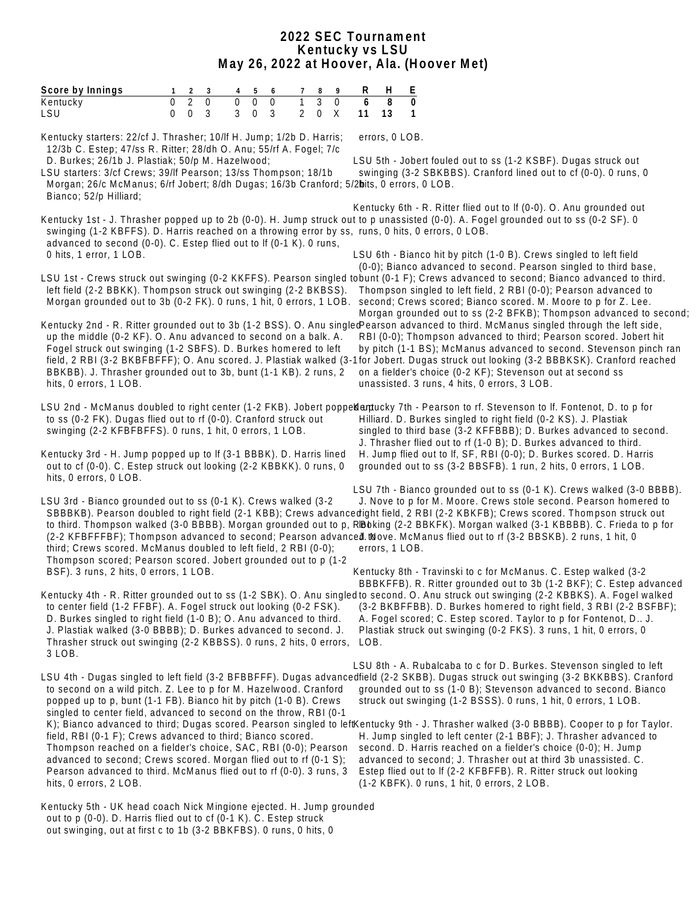# 2022 SEC Tournament
## Kentucky vs LSU
### May 26, 2022 at Hoover, Ala. (Hoover Met)

| Score by Innings | 1 | 2 | 3 | 4 | 5 | 6 | 7 | 8 | 9 | R | H | E |
|---|---|---|---|---|---|---|---|---|---|---|---|---|
| Kentucky | 0 | 2 | 0 | 0 | 0 | 0 | 1 | 3 | 0 | 6 | 8 | 0 |
| LSU | 0 | 0 | 3 | 3 | 0 | 3 | 2 | 0 | X | 11 | 13 | 1 |

Kentucky starters: 22/cf J. Thrasher; 10/lf H. Jump; 1/2b D. Harris; 12/3b C. Estep; 47/ss R. Ritter; 28/dh O. Anu; 55/rf A. Fogel; 7/c D. Burkes; 26/1b J. Plastiak; 50/p M. Hazelwood;

LSU starters: 3/cf Crews; 39/lf Pearson; 13/ss Thompson; 18/1b Morgan; 26/c McManus; 6/rf Jobert; 8/dh Dugas; 16/3b Cranford; 5/2b Bianco; 52/p Hilliard;

Kentucky 1st - J. Thrasher popped up to 2b (0-0). H. Jump struck out swinging (1-2 KBFFS). D. Harris reached on a throwing error by ss, advanced to second (0-0). C. Estep flied out to lf (0-1 K). 0 runs, 0 hits, 1 error, 1 LOB.

LSU 1st - Crews struck out swinging (0-2 KKFFS). Pearson singled to left field (2-2 BBKK). Thompson struck out swinging (2-2 BKBSS). Morgan grounded out to 3b (0-2 FK). 0 runs, 1 hit, 0 errors, 1 LOB.

Kentucky 2nd - R. Ritter grounded out to 3b (1-2 BSS). O. Anu singled up the middle (0-2 KF). O. Anu advanced to second on a balk. A. Fogel struck out swinging (1-2 SBFS). D. Burkes homered to left field, 2 RBI (3-2 BKBFBFFF); O. Anu scored. J. Plastiak walked (3-1 BBKBB). J. Thrasher grounded out to 3b, bunt (1-1 KB). 2 runs, 2 hits, 0 errors, 1 LOB.

LSU 2nd - McManus doubled to right center (1-2 FKB). Jobert popped up to ss (0-2 FK). Dugas flied out to rf (0-0). Cranford struck out swinging (2-2 KFBFBFFS). 0 runs, 1 hit, 0 errors, 1 LOB.

Kentucky 3rd - H. Jump popped up to lf (3-1 BBBK). D. Harris lined out to cf (0-0). C. Estep struck out looking (2-2 KBBKK). 0 runs, 0 hits, 0 errors, 0 LOB.

LSU 3rd - Bianco grounded out to ss (0-1 K). Crews walked (3-2 SBBBKB). Pearson doubled to right field (2-1 KBB); Crews advanced to third. Thompson walked (3-0 BBBB). Morgan grounded out to p, RBI (2-2 KFBFFFFB); Thompson advanced to second; Pearson advanced to third; Crews scored. McManus doubled to left field, 2 RBI (0-0); Thompson scored; Pearson scored. Jobert grounded out to p (1-2 BSF). 3 runs, 2 hits, 0 errors, 1 LOB.

Kentucky 4th - R. Ritter grounded out to ss (1-2 SBK). O. Anu singled to center field (1-2 FFBF). A. Fogel struck out looking (0-2 FSK). D. Burkes singled to right field (1-0 B); O. Anu advanced to third. J. Plastiak walked (3-0 BBBB); D. Burkes advanced to second. J. Thrasher struck out swinging (2-2 KBBSS). 0 runs, 2 hits, 0 errors, 3 LOB.

LSU 4th - Dugas singled to left field (3-2 BFBBFFF). Dugas advanced to second on a wild pitch. Z. Lee to p for M. Hazelwood. Cranford popped up to p, bunt (1-1 FB). Bianco hit by pitch (1-0 B). Crews singled to center field, advanced to second on the throw, RBI (0-1 K); Bianco advanced to third; Dugas scored. Pearson singled to left field, RBI (0-1 F); Crews advanced to third; Bianco scored. Thompson reached on a fielder's choice, SAC, RBI (0-0); Pearson advanced to second; Crews scored. Morgan flied out to rf (0-1 S); Pearson advanced to third. McManus flied out to rf (0-0). 3 runs, 3 hits, 0 errors, 2 LOB.

Kentucky 5th - UK head coach Nick Mingione ejected. H. Jump grounded out to p (0-0). D. Harris flied out to cf (0-1 K). C. Estep struck out swinging, out at first c to 1b (3-2 BBKFBS). 0 runs, 0 hits, 0 errors, 0 LOB.

LSU 5th - Jobert fouled out to ss (1-2 KSBF). Dugas struck out swinging (3-2 SBKBBS). Cranford lined out to cf (0-0). 0 runs, 0 hits, 0 errors, 0 LOB.

Kentucky 6th - R. Ritter flied out to lf (0-0). O. Anu grounded out to p unassisted (0-0). A. Fogel grounded out to ss (0-2 SF). 0 runs, 0 hits, 0 errors, 0 LOB.

LSU 6th - Bianco hit by pitch (1-0 B). Crews singled to left field (0-0); Bianco advanced to second. Pearson singled to third base, bunt (0-1 F); Crews advanced to second; Bianco advanced to third. Thompson singled to left field, 2 RBI (0-0); Pearson advanced to second; Crews scored; Bianco scored. M. Moore to p for Z. Lee. Morgan grounded out to ss (2-2 BFKB); Thompson advanced to second; Pearson advanced to third. McManus singled through the left side, RBI (0-0); Thompson advanced to third; Pearson scored. Jobert hit by pitch (1-1 BS); McManus advanced to second. Stevenson pinch ran for Jobert. Dugas struck out looking (3-2 BBBKSK). Cranford reached on a fielder's choice (0-2 KF); Stevenson out at second ss unassisted. 3 runs, 4 hits, 0 errors, 3 LOB.

Kentucky 7th - Pearson to rf. Stevenson to lf. Fontenot, D. to p for Hilliard. D. Burkes singled to right field (0-2 KS). J. Plastiak singled to third base (3-2 KFFBBB); D. Burkes advanced to second. J. Thrasher flied out to rf (1-0 B); D. Burkes advanced to third. H. Jump flied out to lf, SF, RBI (0-0); D. Burkes scored. D. Harris grounded out to ss (3-2 BBSFB). 1 run, 2 hits, 0 errors, 1 LOB.

LSU 7th - Bianco grounded out to ss (0-1 K). Crews walked (3-0 BBBB). J. Nove to p for M. Moore. Crews stole second. Pearson homered to right field, 2 RBI (2-2 KBKFB); Crews scored. Thompson struck out looking (2-2 BBKFK). Morgan walked (3-1 KBBBB). C. Frieda to p for J. Nove. McManus flied out to rf (3-2 BBSKB). 2 runs, 1 hit, 0 errors, 1 LOB.

Kentucky 8th - Travinski to c for McManus. C. Estep walked (3-2 BBBKFFB). R. Ritter grounded out to 3b (1-2 BKF); C. Estep advanced to second. O. Anu struck out swinging (2-2 KBBKS). A. Fogel walked (3-2 BKBFFBB). D. Burkes homered to right field, 3 RBI (2-2 BSFBF); A. Fogel scored; C. Estep scored. Taylor to p for Fontenot, D.. J. Plastiak struck out swinging (0-2 FKS). 3 runs, 1 hit, 0 errors, 0 LOB.

LSU 8th - A. Rubalcaba to c for D. Burkes. Stevenson singled to left field (2-2 SKBB). Dugas struck out swinging (3-2 BKKBBS). Cranford grounded out to ss (1-0 B); Stevenson advanced to second. Bianco struck out swinging (1-2 BSSS). 0 runs, 1 hit, 0 errors, 1 LOB.

Kentucky 9th - J. Thrasher walked (3-0 BBBB). Cooper to p for Taylor. H. Jump singled to left center (2-1 BBF); J. Thrasher advanced to second. D. Harris reached on a fielder's choice (0-0); H. Jump advanced to second; J. Thrasher out at third 3b unassisted. C. Estep flied out to lf (2-2 KFBFFB). R. Ritter struck out looking (1-2 KBFK). 0 runs, 1 hit, 0 errors, 2 LOB.